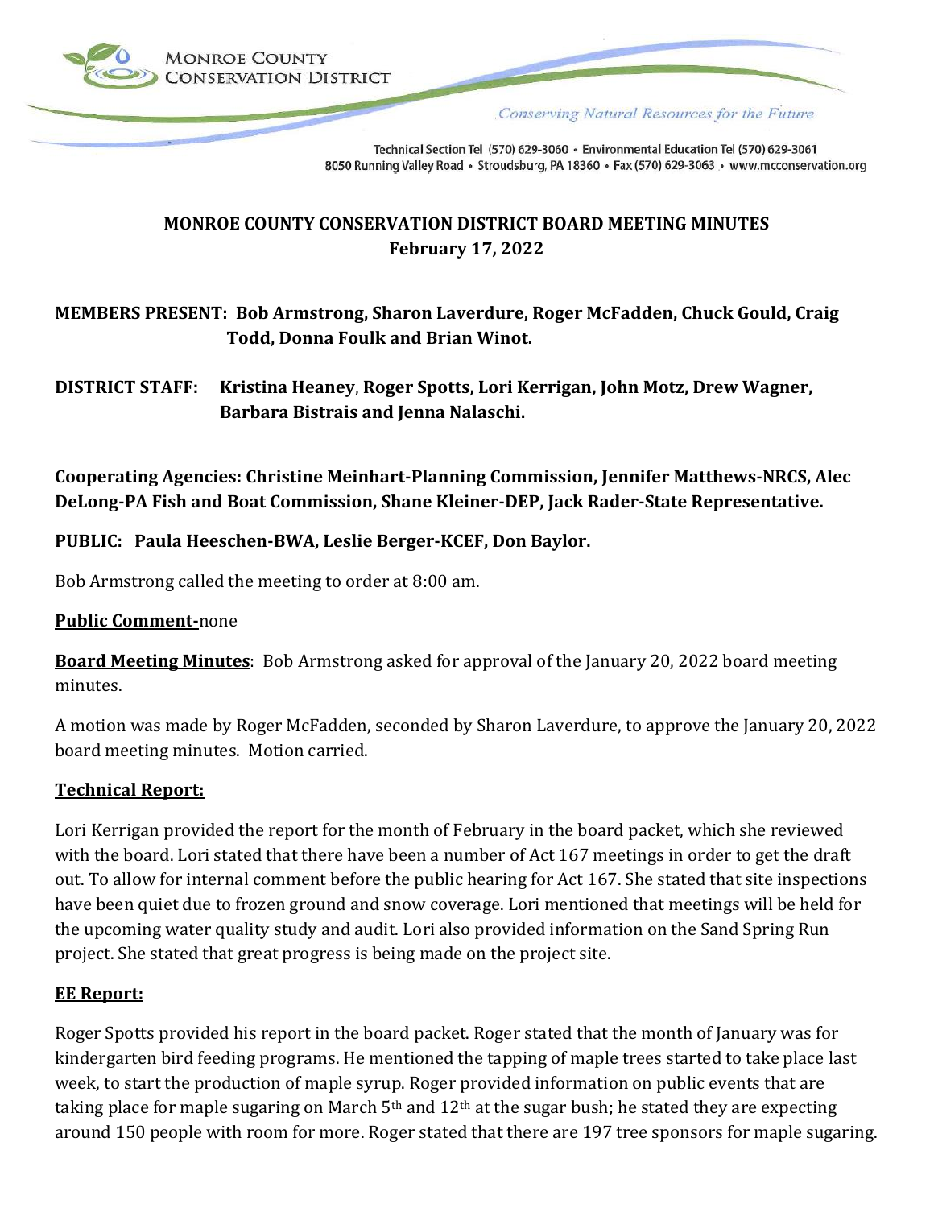MONROE COUNTY CONSERVATION DISTRICT

*Conserving Natural Resources for the Future*

Technical Section Tel (570) 629-3060 • Environmental Education Tel (570) 629-3061
8050 Running Valley Road • Stroudsburg, PA 18360 • Fax (570) 629-3063 • www.mcconservation.org

## MONROE COUNTY CONSERVATION DISTRICT BOARD MEETING MINUTES
## February 17, 2022

**MEMBERS PRESENT: Bob Armstrong, Sharon Laverdure, Roger McFadden, Chuck Gould, Craig Todd, Donna Foulk and Brian Winot.**

**DISTRICT STAFF: Kristina Heaney, Roger Spotts, Lori Kerrigan, John Motz, Drew Wagner, Barbara Bistrais and Jenna Nalaschi.**

**Cooperating Agencies: Christine Meinhart-Planning Commission, Jennifer Matthews-NRCS, Alec DeLong-PA Fish and Boat Commission, Shane Kleiner-DEP, Jack Rader-State Representative.**

**PUBLIC: Paula Heeschen-BWA, Leslie Berger-KCEF, Don Baylor.**

Bob Armstrong called the meeting to order at 8:00 am.

**Public Comment-**none

**Board Meeting Minutes**: Bob Armstrong asked for approval of the January 20, 2022 board meeting minutes.

A motion was made by Roger McFadden, seconded by Sharon Laverdure, to approve the January 20, 2022 board meeting minutes. Motion carried.

**Technical Report:**

Lori Kerrigan provided the report for the month of February in the board packet, which she reviewed with the board. Lori stated that there have been a number of Act 167 meetings in order to get the draft out. To allow for internal comment before the public hearing for Act 167. She stated that site inspections have been quiet due to frozen ground and snow coverage. Lori mentioned that meetings will be held for the upcoming water quality study and audit. Lori also provided information on the Sand Spring Run project. She stated that great progress is being made on the project site.

**EE Report:**

Roger Spotts provided his report in the board packet. Roger stated that the month of January was for kindergarten bird feeding programs. He mentioned the tapping of maple trees started to take place last week, to start the production of maple syrup. Roger provided information on public events that are taking place for maple sugaring on March 5th and 12th at the sugar bush; he stated they are expecting around 150 people with room for more. Roger stated that there are 197 tree sponsors for maple sugaring.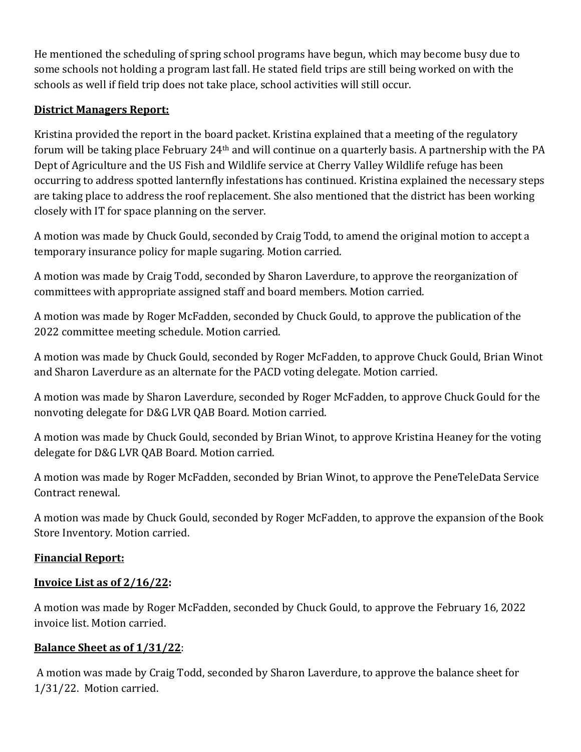He mentioned the scheduling of spring school programs have begun, which may become busy due to some schools not holding a program last fall. He stated field trips are still being worked on with the schools as well if field trip does not take place, school activities will still occur.

**District Managers Report:**

Kristina provided the report in the board packet. Kristina explained that a meeting of the regulatory forum will be taking place February 24th and will continue on a quarterly basis. A partnership with the PA Dept of Agriculture and the US Fish and Wildlife service at Cherry Valley Wildlife refuge has been occurring to address spotted lanternfly infestations has continued. Kristina explained the necessary steps are taking place to address the roof replacement. She also mentioned that the district has been working closely with IT for space planning on the server.

A motion was made by Chuck Gould, seconded by Craig Todd, to amend the original motion to accept a temporary insurance policy for maple sugaring. Motion carried.

A motion was made by Craig Todd, seconded by Sharon Laverdure, to approve the reorganization of committees with appropriate assigned staff and board members. Motion carried.

A motion was made by Roger McFadden, seconded by Chuck Gould, to approve the publication of the 2022 committee meeting schedule. Motion carried.

A motion was made by Chuck Gould, seconded by Roger McFadden, to approve Chuck Gould, Brian Winot and Sharon Laverdure as an alternate for the PACD voting delegate. Motion carried.

A motion was made by Sharon Laverdure, seconded by Roger McFadden, to approve Chuck Gould for the nonvoting delegate for D&G LVR QAB Board. Motion carried.

A motion was made by Chuck Gould, seconded by Brian Winot, to approve Kristina Heaney for the voting delegate for D&G LVR QAB Board. Motion carried.

A motion was made by Roger McFadden, seconded by Brian Winot, to approve the PeneTeleData Service Contract renewal.

A motion was made by Chuck Gould, seconded by Roger McFadden, to approve the expansion of the Book Store Inventory. Motion carried.

**Financial Report:**

**Invoice List as of 2/16/22:**

A motion was made by Roger McFadden, seconded by Chuck Gould, to approve the February 16, 2022 invoice list. Motion carried.

**Balance Sheet as of 1/31/22**:

A motion was made by Craig Todd, seconded by Sharon Laverdure, to approve the balance sheet for 1/31/22. Motion carried.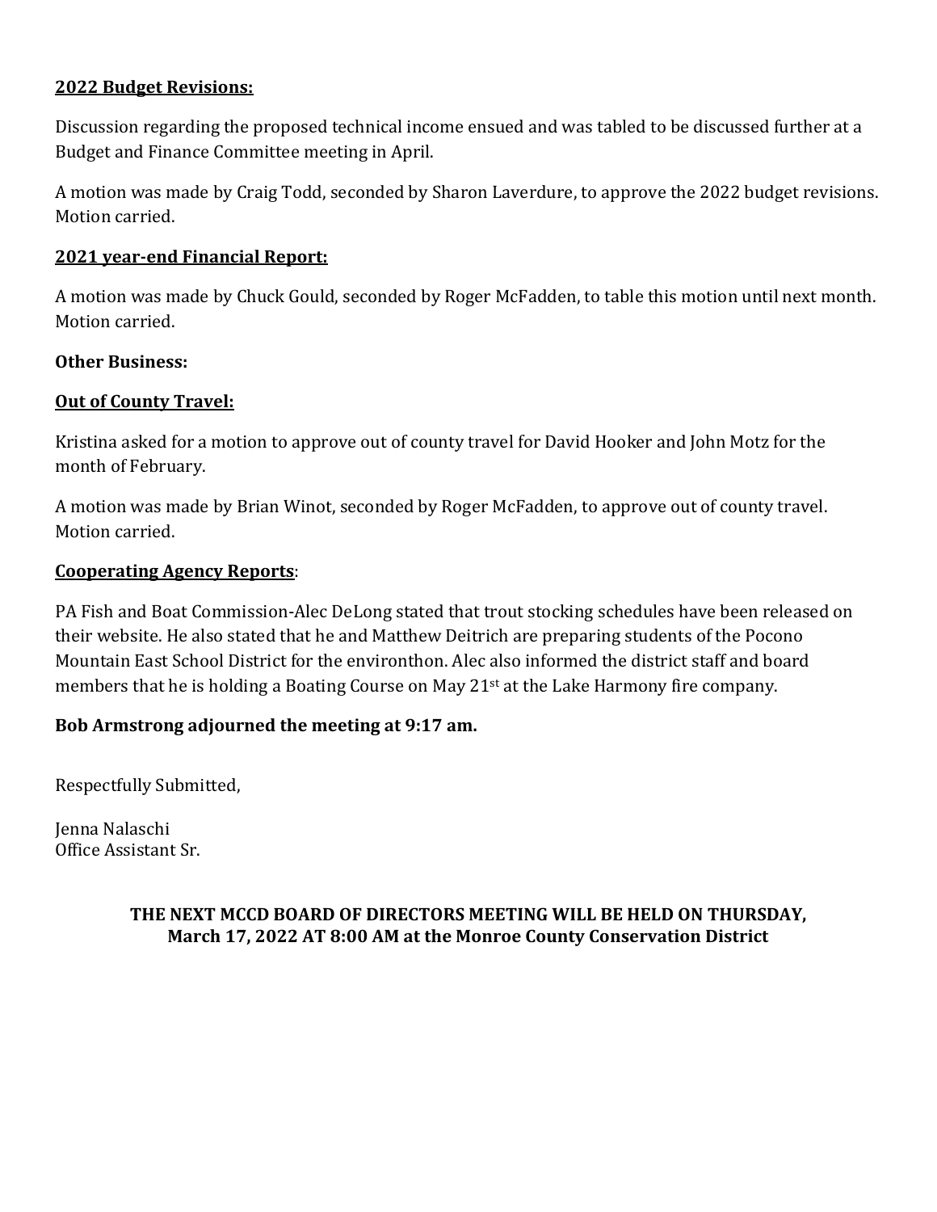**<u>2022 Budget Revisions:</u>**

Discussion regarding the proposed technical income ensued and was tabled to be discussed further at a Budget and Finance Committee meeting in April.

A motion was made by Craig Todd, seconded by Sharon Laverdure, to approve the 2022 budget revisions. Motion carried.

**<u>2021 year-end Financial Report:</u>**

A motion was made by Chuck Gould, seconded by Roger McFadden, to table this motion until next month. Motion carried.

**Other Business:**

**<u>Out of County Travel:</u>**

Kristina asked for a motion to approve out of county travel for David Hooker and John Motz for the month of February.

A motion was made by Brian Winot, seconded by Roger McFadden, to approve out of county travel. Motion carried.

**<u>Cooperating Agency Reports</u>**:

PA Fish and Boat Commission-Alec DeLong stated that trout stocking schedules have been released on their website. He also stated that he and Matthew Deitrich are preparing students of the Pocono Mountain East School District for the environthon. Alec also informed the district staff and board members that he is holding a Boating Course on May 21st at the Lake Harmony fire company.

**Bob Armstrong adjourned the meeting at 9:17 am.**

Respectfully Submitted,

Jenna Nalaschi
Office Assistant Sr.

**THE NEXT MCCD BOARD OF DIRECTORS MEETING WILL BE HELD ON THURSDAY, March 17, 2022 AT 8:00 AM at the Monroe County Conservation District**